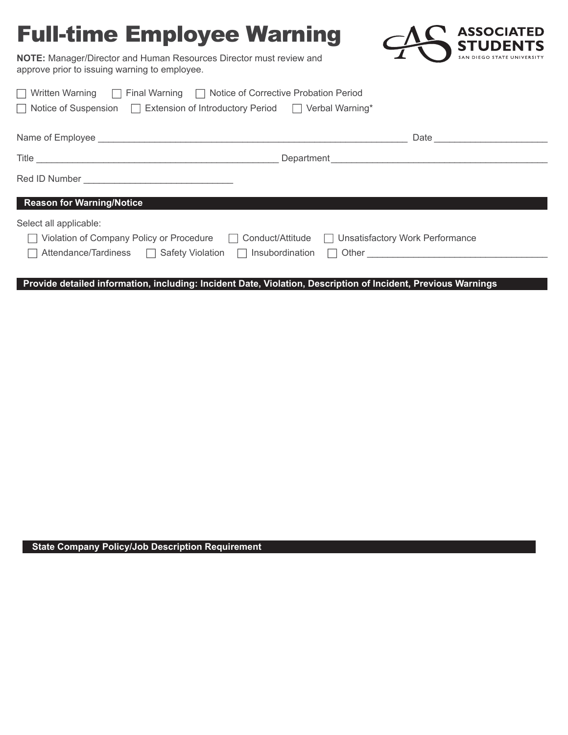# Full-time Employee Warning

**ASSOCIATED STUDENTS**
SAN DIEGO STATE UNIVERSITY

**NOTE:** Manager/Director and Human Resources Director must review and approve prior to issuing warning to employee.

☐ Written Warning ☐ Final Warning ☐ Notice of Corrective Probation Period

☐ Notice of Suspension ☐ Extension of Introductory Period ☐ Verbal Warning*

Name of Employee ______________________________________________ Date ________________

Title ______________________________________ Department _________________________________

Red ID Number _______________________

## Reason for Warning/Notice

Select all applicable:

☐ Violation of Company Policy or Procedure ☐ Conduct/Attitude ☐ Unsatisfactory Work Performance

☐ Attendance/Tardiness ☐ Safety Violation ☐ Insubordination ☐ Other ___________________________

## Provide detailed information, including: Incident Date, Violation, Description of Incident, Previous Warnings

## State Company Policy/Job Description Requirement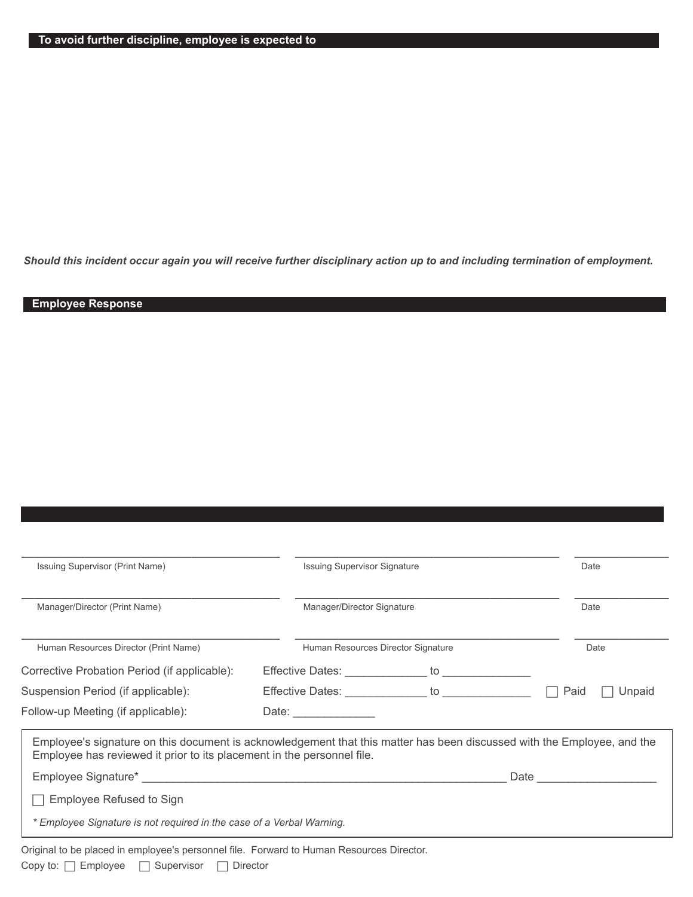## To avoid further discipline, employee is expected to

*Should this incident occur again you will receive further disciplinary action up to and including termination of employment.*

## Employee Response

| | | |
|---|---|---|
| ______________________ | ______________________ | __________ |
| Issuing Supervisor (Print Name) | Issuing Supervisor Signature | Date |
| ______________________ | ______________________ | __________ |
| Manager/Director (Print Name) | Manager/Director Signature | Date |
| ______________________ | ______________________ | __________ |
| Human Resources Director (Print Name) | Human Resources Director Signature | Date |

Corrective Probation Period (if applicable): Effective Dates: _____________ to ______________

Suspension Period (if applicable): Effective Dates: _____________ to ______________ ☐ Paid ☐ Unpaid

Follow-up Meeting (if applicable): Date: _____________

Employee's signature on this document is acknowledgement that this matter has been discussed with the Employee, and the Employee has reviewed it prior to its placement in the personnel file.

Employee Signature* ____________________________________________________________ Date __________________

☐ Employee Refused to Sign

*\* Employee Signature is not required in the case of a Verbal Warning.*

Original to be placed in employee's personnel file. Forward to Human Resources Director.

Copy to: ☐ Employee ☐ Supervisor ☐ Director